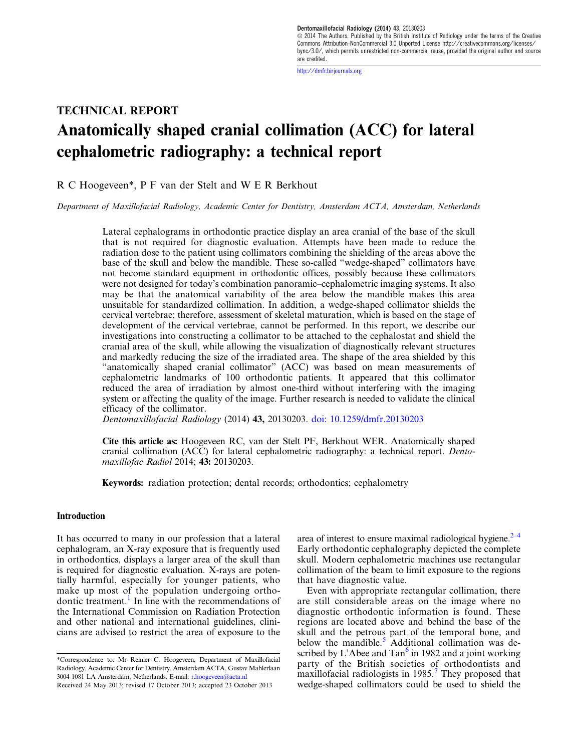Dentomaxillofacial Radiology (2014) 43, 20130203
© 2014 The Authors. Published by the British Institute of Radiology under the terms of the Creative Commons Attribution-NonCommercial 3.0 Unported License http://creativecommons.org/licenses/bync/3.0/, which permits unrestricted non-commercial reuse, provided the original author and source are credited.

http://dmfr.birjournals.org

**TECHNICAL REPORT**

# Anatomically shaped cranial collimation (ACC) for lateral cephalometric radiography: a technical report

R C Hoogeveen*, P F van der Stelt and W E R Berkhout

*Department of Maxillofacial Radiology, Academic Center for Dentistry, Amsterdam ACTA, Amsterdam, Netherlands*

Lateral cephalograms in orthodontic practice display an area cranial of the base of the skull that is not required for diagnostic evaluation. Attempts have been made to reduce the radiation dose to the patient using collimators combining the shielding of the areas above the base of the skull and below the mandible. These so-called "wedge-shaped" collimators have not become standard equipment in orthodontic offices, possibly because these collimators were not designed for today's combination panoramic–cephalometric imaging systems. It also may be that the anatomical variability of the area below the mandible makes this area unsuitable for standardized collimation. In addition, a wedge-shaped collimator shields the cervical vertebrae; therefore, assessment of skeletal maturation, which is based on the stage of development of the cervical vertebrae, cannot be performed. In this report, we describe our investigations into constructing a collimator to be attached to the cephalostat and shield the cranial area of the skull, while allowing the visualization of diagnostically relevant structures and markedly reducing the size of the irradiated area. The shape of the area shielded by this "anatomically shaped cranial collimator" (ACC) was based on mean measurements of cephalometric landmarks of 100 orthodontic patients. It appeared that this collimator reduced the area of irradiation by almost one-third without interfering with the imaging system or affecting the quality of the image. Further research is needed to validate the clinical efficacy of the collimator.

*Dentomaxillofacial Radiology* (2014) **43,** 20130203. doi: 10.1259/dmfr.20130203

**Cite this article as:** Hoogeveen RC, van der Stelt PF, Berkhout WER. Anatomically shaped cranial collimation (ACC) for lateral cephalometric radiography: a technical report. *Dentomaxillofac Radiol* 2014; **43:** 20130203.

**Keywords:** radiation protection; dental records; orthodontics; cephalometry

## Introduction

It has occurred to many in our profession that a lateral cephalogram, an X-ray exposure that is frequently used in orthodontics, displays a larger area of the skull than is required for diagnostic evaluation. X-rays are potentially harmful, especially for younger patients, who make up most of the population undergoing orthodontic treatment.[1] In line with the recommendations of the International Commission on Radiation Protection and other national and international guidelines, clinicians are advised to restrict the area of exposure to the area of interest to ensure maximal radiological hygiene.[2–4] Early orthodontic cephalography depicted the complete skull. Modern cephalometric machines use rectangular collimation of the beam to limit exposure to the regions that have diagnostic value.

Even with appropriate rectangular collimation, there are still considerable areas on the image where no diagnostic orthodontic information is found. These regions are located above and behind the base of the skull and the petrous part of the temporal bone, and below the mandible.[5] Additional collimation was described by L'Abee and Tan[6] in 1982 and a joint working party of the British societies of orthodontists and maxillofacial radiologists in 1985.[7] They proposed that wedge-shaped collimators could be used to shield the

*Correspondence to: Mr Reinier C. Hoogeveen, Department of Maxillofacial Radiology, Academic Center for Dentistry, Amsterdam ACTA, Gustav Mahlerlaan 3004 1081 LA Amsterdam, Netherlands. E-mail: r.hoogeveen@acta.nl

Received 24 May 2013; revised 17 October 2013; accepted 23 October 2013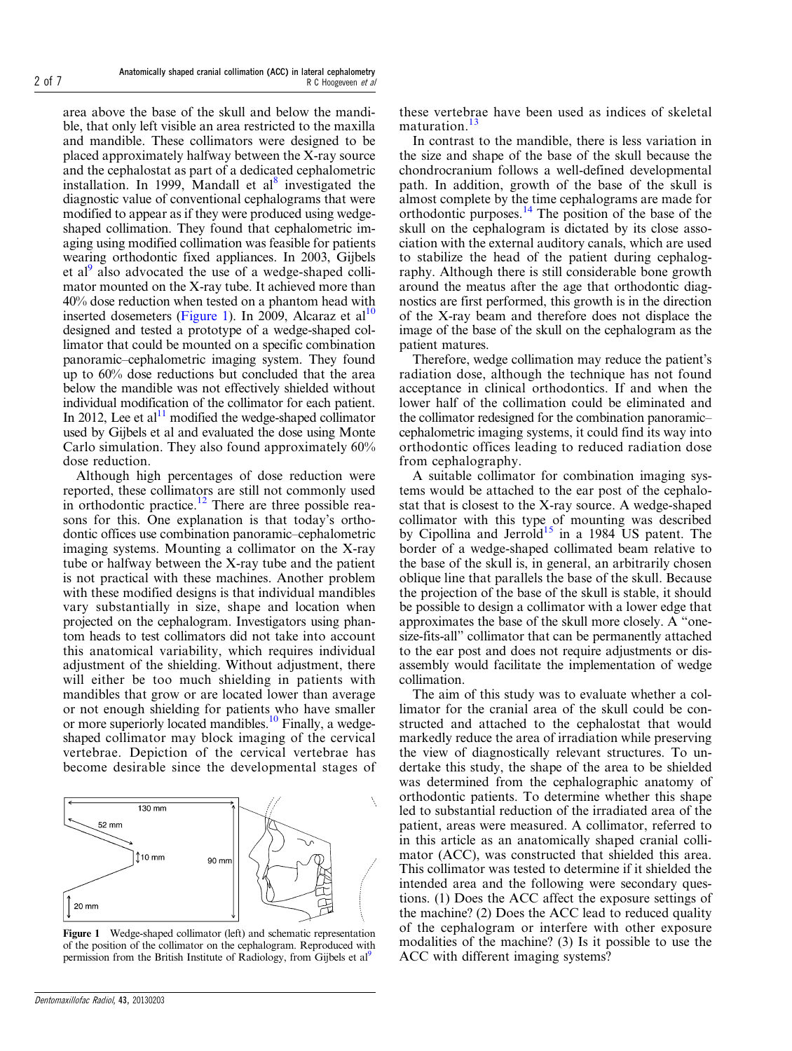area above the base of the skull and below the mandible, that only left visible an area restricted to the maxilla and mandible. These collimators were designed to be placed approximately halfway between the X-ray source and the cephalostat as part of a dedicated cephalometric installation. In 1999, Mandall et al[8] investigated the diagnostic value of conventional cephalograms that were modified to appear as if they were produced using wedge-shaped collimation. They found that cephalometric imaging using modified collimation was feasible for patients wearing orthodontic fixed appliances. In 2003, Gijbels et al[9] also advocated the use of a wedge-shaped collimator mounted on the X-ray tube. It achieved more than 40% dose reduction when tested on a phantom head with inserted dosemeters (Figure 1). In 2009, Alcaraz et al[10] designed and tested a prototype of a wedge-shaped collimator that could be mounted on a specific combination panoramic–cephalometric imaging system. They found up to 60% dose reductions but concluded that the area below the mandible was not effectively shielded without individual modification of the collimator for each patient. In 2012, Lee et al[11] modified the wedge-shaped collimator used by Gijbels et al and evaluated the dose using Monte Carlo simulation. They also found approximately 60% dose reduction.

Although high percentages of dose reduction were reported, these collimators are still not commonly used in orthodontic practice.[12] There are three possible reasons for this. One explanation is that today's orthodontic offices use combination panoramic–cephalometric imaging systems. Mounting a collimator on the X-ray tube or halfway between the X-ray tube and the patient is not practical with these machines. Another problem with these modified designs is that individual mandibles vary substantially in size, shape and location when projected on the cephalogram. Investigators using phantom heads to test collimators did not take into account this anatomical variability, which requires individual adjustment of the shielding. Without adjustment, there will either be too much shielding in patients with mandibles that grow or are located lower than average or not enough shielding for patients who have smaller or more superiorly located mandibles.[10] Finally, a wedge-shaped collimator may block imaging of the cervical vertebrae. Depiction of the cervical vertebrae has become desirable since the developmental stages of these vertebrae have been used as indices of skeletal maturation.[13]

Figure 1 Wedge-shaped collimator (left) and schematic representation of the position of the collimator on the cephalogram. Reproduced with permission from the British Institute of Radiology, from Gijbels et al[9]

In contrast to the mandible, there is less variation in the size and shape of the base of the skull because the chondrocranium follows a well-defined developmental path. In addition, growth of the base of the skull is almost complete by the time cephalograms are made for orthodontic purposes.[14] The position of the base of the skull on the cephalogram is dictated by its close association with the external auditory canals, which are used to stabilize the head of the patient during cephalography. Although there is still considerable bone growth around the meatus after the age that orthodontic diagnostics are first performed, this growth is in the direction of the X-ray beam and therefore does not displace the image of the base of the skull on the cephalogram as the patient matures.

Therefore, wedge collimation may reduce the patient's radiation dose, although the technique has not found acceptance in clinical orthodontics. If and when the lower half of the collimation could be eliminated and the collimator redesigned for the combination panoramic–cephalometric imaging systems, it could find its way into orthodontic offices leading to reduced radiation dose from cephalography.

A suitable collimator for combination imaging systems would be attached to the ear post of the cephalostat that is closest to the X-ray source. A wedge-shaped collimator with this type of mounting was described by Cipollina and Jerrold[15] in a 1984 US patent. The border of a wedge-shaped collimated beam relative to the base of the skull is, in general, an arbitrarily chosen oblique line that parallels the base of the skull. Because the projection of the base of the skull is stable, it should be possible to design a collimator with a lower edge that approximates the base of the skull more closely. A "one-size-fits-all" collimator that can be permanently attached to the ear post and does not require adjustments or disassembly would facilitate the implementation of wedge collimation.

The aim of this study was to evaluate whether a collimator for the cranial area of the skull could be constructed and attached to the cephalostat that would markedly reduce the area of irradiation while preserving the view of diagnostically relevant structures. To undertake this study, the shape of the area to be shielded was determined from the cephalographic anatomy of orthodontic patients. To determine whether this shape led to substantial reduction of the irradiated area of the patient, areas were measured. A collimator, referred to in this article as an anatomically shaped cranial collimator (ACC), was constructed that shielded this area. This collimator was tested to determine if it shielded the intended area and the following were secondary questions. (1) Does the ACC affect the exposure settings of the machine? (2) Does the ACC lead to reduced quality of the cephalogram or interfere with other exposure modalities of the machine? (3) Is it possible to use the ACC with different imaging systems?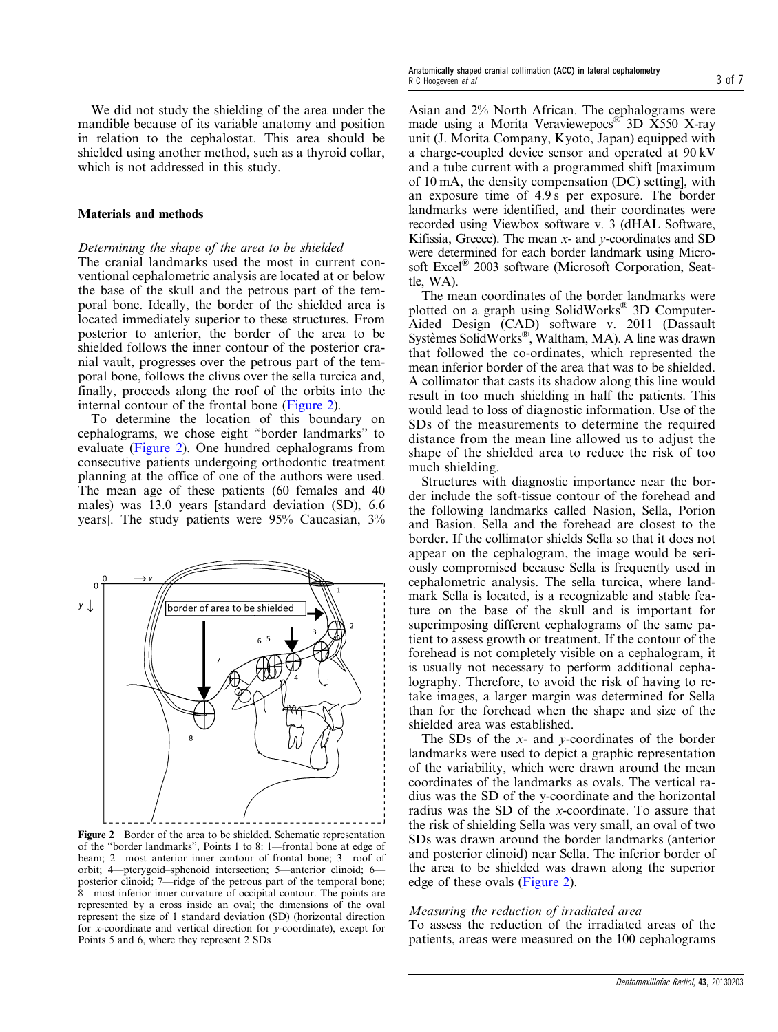We did not study the shielding of the area under the mandible because of its variable anatomy and position in relation to the cephalostat. This area should be shielded using another method, such as a thyroid collar, which is not addressed in this study.

## Materials and methods

### *Determining the shape of the area to be shielded*

The cranial landmarks used the most in current conventional cephalometric analysis are located at or below the base of the skull and the petrous part of the temporal bone. Ideally, the border of the shielded area is located immediately superior to these structures. From posterior to anterior, the border of the area to be shielded follows the inner contour of the posterior cranial vault, progresses over the petrous part of the temporal bone, follows the clivus over the sella turcica and, finally, proceeds along the roof of the orbits into the internal contour of the frontal bone (Figure 2).

To determine the location of this boundary on cephalograms, we chose eight "border landmarks" to evaluate (Figure 2). One hundred cephalograms from consecutive patients undergoing orthodontic treatment planning at the office of one of the authors were used. The mean age of these patients (60 females and 40 males) was 13.0 years [standard deviation (SD), 6.6 years]. The study patients were 95% Caucasian, 3% Asian and 2% North African. The cephalograms were made using a Morita Veraviewepocs® 3D X550 X-ray unit (J. Morita Company, Kyoto, Japan) equipped with a charge-coupled device sensor and operated at 90 kV and a tube current with a programmed shift [maximum of 10 mA, the density compensation (DC) setting], with an exposure time of 4.9 s per exposure. The border landmarks were identified, and their coordinates were recorded using Viewbox software v. 3 (dHAL Software, Kifissia, Greece). The mean *x*- and *y*-coordinates and SD were determined for each border landmark using Microsoft Excel® 2003 software (Microsoft Corporation, Seattle, WA).

Figure 2 Border of the area to be shielded. Schematic representation of the "border landmarks", Points 1 to 8: 1—frontal bone at edge of beam; 2—most anterior inner contour of frontal bone; 3—roof of orbit; 4—pterygoid–sphenoid intersection; 5—anterior clinoid; 6—posterior clinoid; 7—ridge of the petrous part of the temporal bone; 8—most inferior inner curvature of occipital contour. The points are represented by a cross inside an oval; the dimensions of the oval represent the size of 1 standard deviation (SD) (horizontal direction for *x*-coordinate and vertical direction for *y*-coordinate), except for Points 5 and 6, where they represent 2 SDs

The mean coordinates of the border landmarks were plotted on a graph using SolidWorks® 3D Computer-Aided Design (CAD) software v. 2011 (Dassault Systèmes SolidWorks®, Waltham, MA). A line was drawn that followed the co-ordinates, which represented the mean inferior border of the area that was to be shielded. A collimator that casts its shadow along this line would result in too much shielding in half the patients. This would lead to loss of diagnostic information. Use of the SDs of the measurements to determine the required distance from the mean line allowed us to adjust the shape of the shielded area to reduce the risk of too much shielding.

Structures with diagnostic importance near the border include the soft-tissue contour of the forehead and the following landmarks called Nasion, Sella, Porion and Basion. Sella and the forehead are closest to the border. If the collimator shields Sella so that it does not appear on the cephalogram, the image would be seriously compromised because Sella is frequently used in cephalometric analysis. The sella turcica, where landmark Sella is located, is a recognizable and stable feature on the base of the skull and is important for superimposing different cephalograms of the same patient to assess growth or treatment. If the contour of the forehead is not completely visible on a cephalogram, it is usually not necessary to perform additional cephalography. Therefore, to avoid the risk of having to retake images, a larger margin was determined for Sella than for the forehead when the shape and size of the shielded area was established.

The SDs of the *x*- and *y*-coordinates of the border landmarks were used to depict a graphic representation of the variability, which were drawn around the mean coordinates of the landmarks as ovals. The vertical radius was the SD of the y-coordinate and the horizontal radius was the SD of the *x*-coordinate. To assure that the risk of shielding Sella was very small, an oval of two SDs was drawn around the border landmarks (anterior and posterior clinoid) near Sella. The inferior border of the area to be shielded was drawn along the superior edge of these ovals (Figure 2).

### *Measuring the reduction of irradiated area*

To assess the reduction of the irradiated areas of the patients, areas were measured on the 100 cephalograms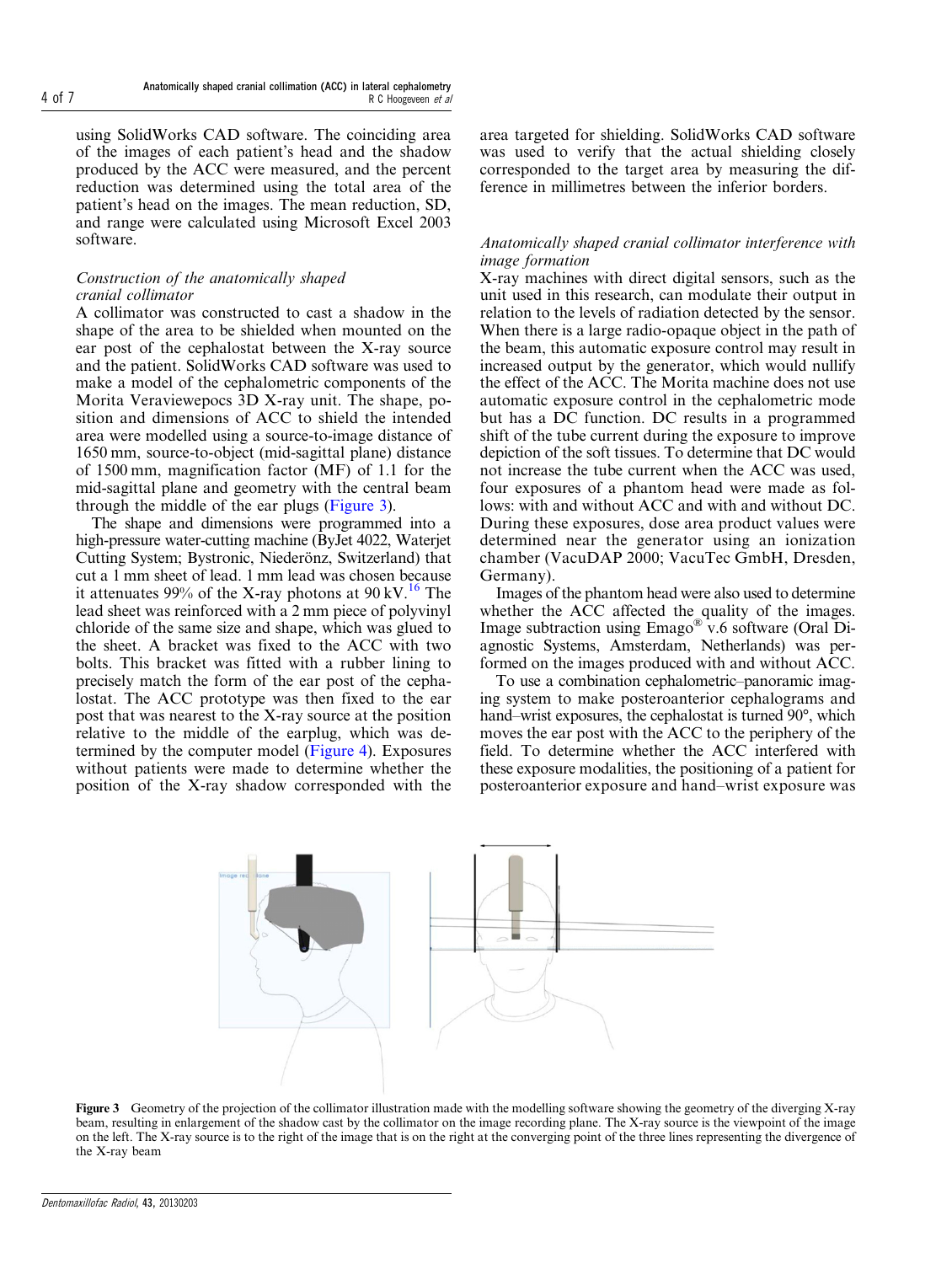using SolidWorks CAD software. The coinciding area of the images of each patient's head and the shadow produced by the ACC were measured, and the percent reduction was determined using the total area of the patient's head on the images. The mean reduction, SD, and range were calculated using Microsoft Excel 2003 software.

### *Construction of the anatomically shaped cranial collimator*

A collimator was constructed to cast a shadow in the shape of the area to be shielded when mounted on the ear post of the cephalostat between the X-ray source and the patient. SolidWorks CAD software was used to make a model of the cephalometric components of the Morita Veraviewepocs 3D X-ray unit. The shape, position and dimensions of ACC to shield the intended area were modelled using a source-to-image distance of 1650 mm, source-to-object (mid-sagittal plane) distance of 1500 mm, magnification factor (MF) of 1.1 for the mid-sagittal plane and geometry with the central beam through the middle of the ear plugs (Figure 3).

The shape and dimensions were programmed into a high-pressure water-cutting machine (ByJet 4022, Waterjet Cutting System; Bystronic, Niederönz, Switzerland) that cut a 1 mm sheet of lead. 1 mm lead was chosen because it attenuates 99% of the X-ray photons at 90 kV.[16] The lead sheet was reinforced with a 2 mm piece of polyvinyl chloride of the same size and shape, which was glued to the sheet. A bracket was fixed to the ACC with two bolts. This bracket was fitted with a rubber lining to precisely match the form of the ear post of the cephalostat. The ACC prototype was then fixed to the ear post that was nearest to the X-ray source at the position relative to the middle of the earplug, which was determined by the computer model (Figure 4). Exposures without patients were made to determine whether the position of the X-ray shadow corresponded with the area targeted for shielding. SolidWorks CAD software was used to verify that the actual shielding closely corresponded to the target area by measuring the difference in millimetres between the inferior borders.

### *Anatomically shaped cranial collimator interference with image formation*

X-ray machines with direct digital sensors, such as the unit used in this research, can modulate their output in relation to the levels of radiation detected by the sensor. When there is a large radio-opaque object in the path of the beam, this automatic exposure control may result in increased output by the generator, which would nullify the effect of the ACC. The Morita machine does not use automatic exposure control in the cephalometric mode but has a DC function. DC results in a programmed shift of the tube current during the exposure to improve depiction of the soft tissues. To determine that DC would not increase the tube current when the ACC was used, four exposures of a phantom head were made as follows: with and without ACC and with and without DC. During these exposures, dose area product values were determined near the generator using an ionization chamber (VacuDAP 2000; VacuTec GmbH, Dresden, Germany).

Images of the phantom head were also used to determine whether the ACC affected the quality of the images. Image subtraction using Emago® v.6 software (Oral Diagnostic Systems, Amsterdam, Netherlands) was performed on the images produced with and without ACC.

To use a combination cephalometric–panoramic imaging system to make posteroanterior cephalograms and hand–wrist exposures, the cephalostat is turned 90°, which moves the ear post with the ACC to the periphery of the field. To determine whether the ACC interfered with these exposure modalities, the positioning of a patient for posteroanterior exposure and hand–wrist exposure was

**Figure 3** Geometry of the projection of the collimator illustration made with the modelling software showing the geometry of the diverging X-ray beam, resulting in enlargement of the shadow cast by the collimator on the image recording plane. The X-ray source is the viewpoint of the image on the left. The X-ray source is to the right of the image that is on the right at the converging point of the three lines representing the divergence of the X-ray beam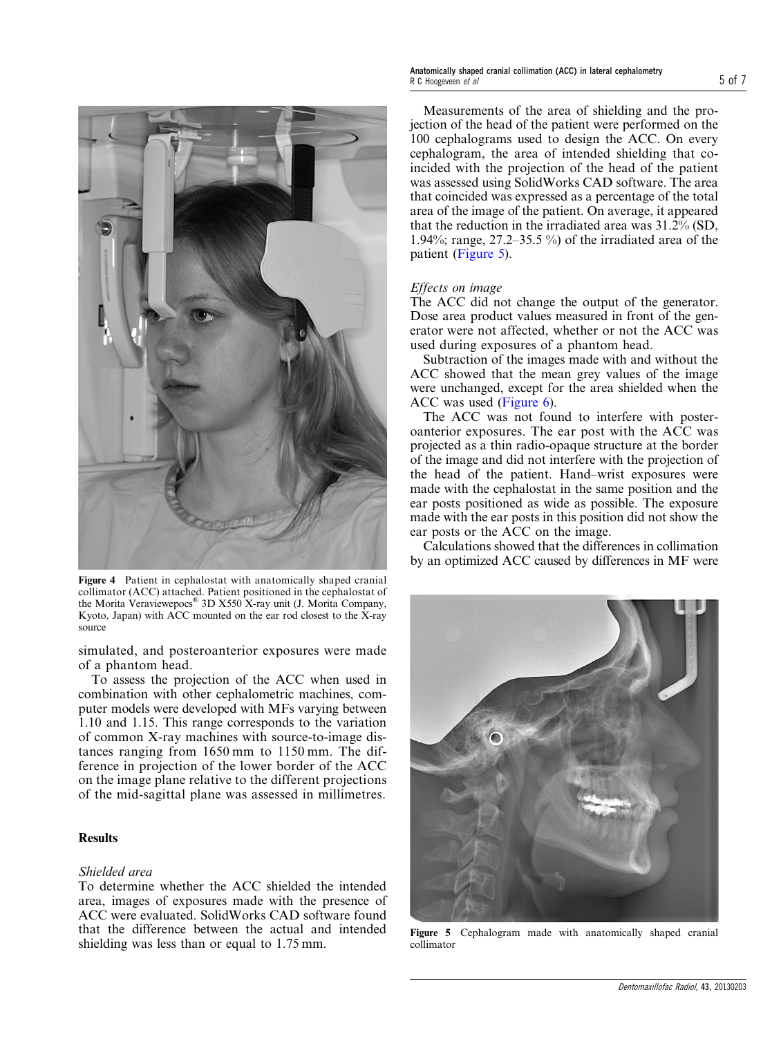Figure 4 Patient in cephalostat with anatomically shaped cranial collimator (ACC) attached. Patient positioned in the cephalostat of the Morita Veraviewepocs® 3D X550 X-ray unit (J. Morita Company, Kyoto, Japan) with ACC mounted on the ear rod closest to the X-ray source

simulated, and posteroanterior exposures were made of a phantom head.

To assess the projection of the ACC when used in combination with other cephalometric machines, computer models were developed with MFs varying between 1.10 and 1.15. This range corresponds to the variation of common X-ray machines with source-to-image distances ranging from 1650 mm to 1150 mm. The difference in projection of the lower border of the ACC on the image plane relative to the different projections of the mid-sagittal plane was assessed in millimetres.

## Results

### *Shielded area*

To determine whether the ACC shielded the intended area, images of exposures made with the presence of ACC were evaluated. SolidWorks CAD software found that the difference between the actual and intended shielding was less than or equal to 1.75 mm.

Measurements of the area of shielding and the projection of the head of the patient were performed on the 100 cephalograms used to design the ACC. On every cephalogram, the area of intended shielding that coincided with the projection of the head of the patient was assessed using SolidWorks CAD software. The area that coincided was expressed as a percentage of the total area of the image of the patient. On average, it appeared that the reduction in the irradiated area was 31.2% (SD, 1.94%; range, 27.2–35.5 %) of the irradiated area of the patient (Figure 5).

### *Effects on image*

The ACC did not change the output of the generator. Dose area product values measured in front of the generator were not affected, whether or not the ACC was used during exposures of a phantom head.

Subtraction of the images made with and without the ACC showed that the mean grey values of the image were unchanged, except for the area shielded when the ACC was used (Figure 6).

The ACC was not found to interfere with posteroanterior exposures. The ear post with the ACC was projected as a thin radio-opaque structure at the border of the image and did not interfere with the projection of the head of the patient. Hand–wrist exposures were made with the cephalostat in the same position and the ear posts positioned as wide as possible. The exposure made with the ear posts in this position did not show the ear posts or the ACC on the image.

Calculations showed that the differences in collimation by an optimized ACC caused by differences in MF were

Figure 5 Cephalogram made with anatomically shaped cranial collimator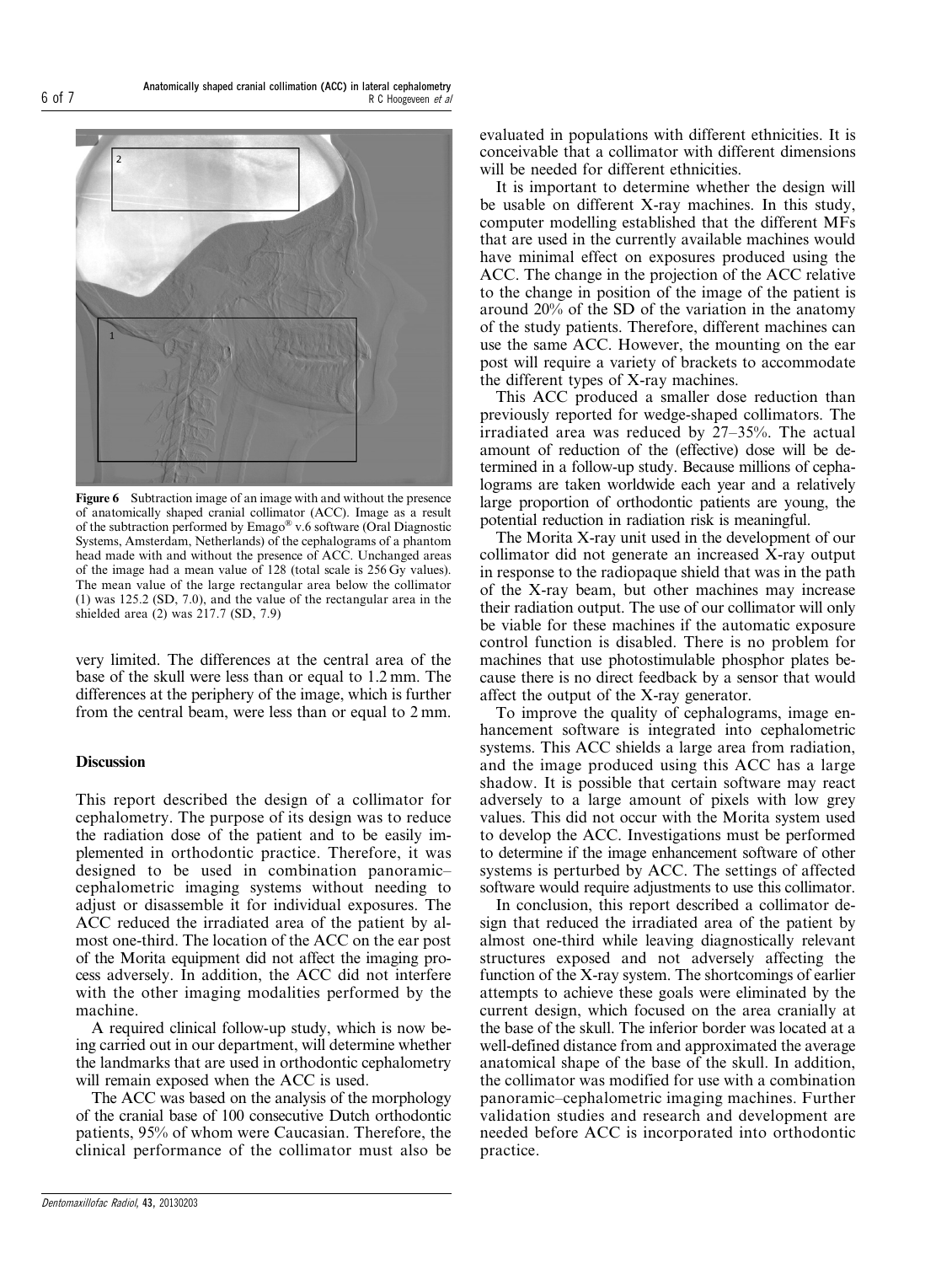Figure 6 Subtraction image of an image with and without the presence of anatomically shaped cranial collimator (ACC). Image as a result of the subtraction performed by Emago® v.6 software (Oral Diagnostic Systems, Amsterdam, Netherlands) of the cephalograms of a phantom head made with and without the presence of ACC. Unchanged areas of the image had a mean value of 128 (total scale is 256 Gy values). The mean value of the large rectangular area below the collimator (1) was 125.2 (SD, 7.0), and the value of the rectangular area in the shielded area (2) was 217.7 (SD, 7.9)

very limited. The differences at the central area of the base of the skull were less than or equal to 1.2 mm. The differences at the periphery of the image, which is further from the central beam, were less than or equal to 2 mm.

## Discussion

This report described the design of a collimator for cephalometry. The purpose of its design was to reduce the radiation dose of the patient and to be easily implemented in orthodontic practice. Therefore, it was designed to be used in combination panoramic–cephalometric imaging systems without needing to adjust or disassemble it for individual exposures. The ACC reduced the irradiated area of the patient by almost one-third. The location of the ACC on the ear post of the Morita equipment did not affect the imaging process adversely. In addition, the ACC did not interfere with the other imaging modalities performed by the machine.

A required clinical follow-up study, which is now being carried out in our department, will determine whether the landmarks that are used in orthodontic cephalometry will remain exposed when the ACC is used.

The ACC was based on the analysis of the morphology of the cranial base of 100 consecutive Dutch orthodontic patients, 95% of whom were Caucasian. Therefore, the clinical performance of the collimator must also be evaluated in populations with different ethnicities. It is conceivable that a collimator with different dimensions will be needed for different ethnicities.

It is important to determine whether the design will be usable on different X-ray machines. In this study, computer modelling established that the different MFs that are used in the currently available machines would have minimal effect on exposures produced using the ACC. The change in the projection of the ACC relative to the change in position of the image of the patient is around 20% of the SD of the variation in the anatomy of the study patients. Therefore, different machines can use the same ACC. However, the mounting on the ear post will require a variety of brackets to accommodate the different types of X-ray machines.

This ACC produced a smaller dose reduction than previously reported for wedge-shaped collimators. The irradiated area was reduced by 27–35%. The actual amount of reduction of the (effective) dose will be determined in a follow-up study. Because millions of cephalograms are taken worldwide each year and a relatively large proportion of orthodontic patients are young, the potential reduction in radiation risk is meaningful.

The Morita X-ray unit used in the development of our collimator did not generate an increased X-ray output in response to the radiopaque shield that was in the path of the X-ray beam, but other machines may increase their radiation output. The use of our collimator will only be viable for these machines if the automatic exposure control function is disabled. There is no problem for machines that use photostimulable phosphor plates because there is no direct feedback by a sensor that would affect the output of the X-ray generator.

To improve the quality of cephalograms, image enhancement software is integrated into cephalometric systems. This ACC shields a large area from radiation, and the image produced using this ACC has a large shadow. It is possible that certain software may react adversely to a large amount of pixels with low grey values. This did not occur with the Morita system used to develop the ACC. Investigations must be performed to determine if the image enhancement software of other systems is perturbed by ACC. The settings of affected software would require adjustments to use this collimator.

In conclusion, this report described a collimator design that reduced the irradiated area of the patient by almost one-third while leaving diagnostically relevant structures exposed and not adversely affecting the function of the X-ray system. The shortcomings of earlier attempts to achieve these goals were eliminated by the current design, which focused on the area cranially at the base of the skull. The inferior border was located at a well-defined distance from and approximated the average anatomical shape of the base of the skull. In addition, the collimator was modified for use with a combination panoramic–cephalometric imaging machines. Further validation studies and research and development are needed before ACC is incorporated into orthodontic practice.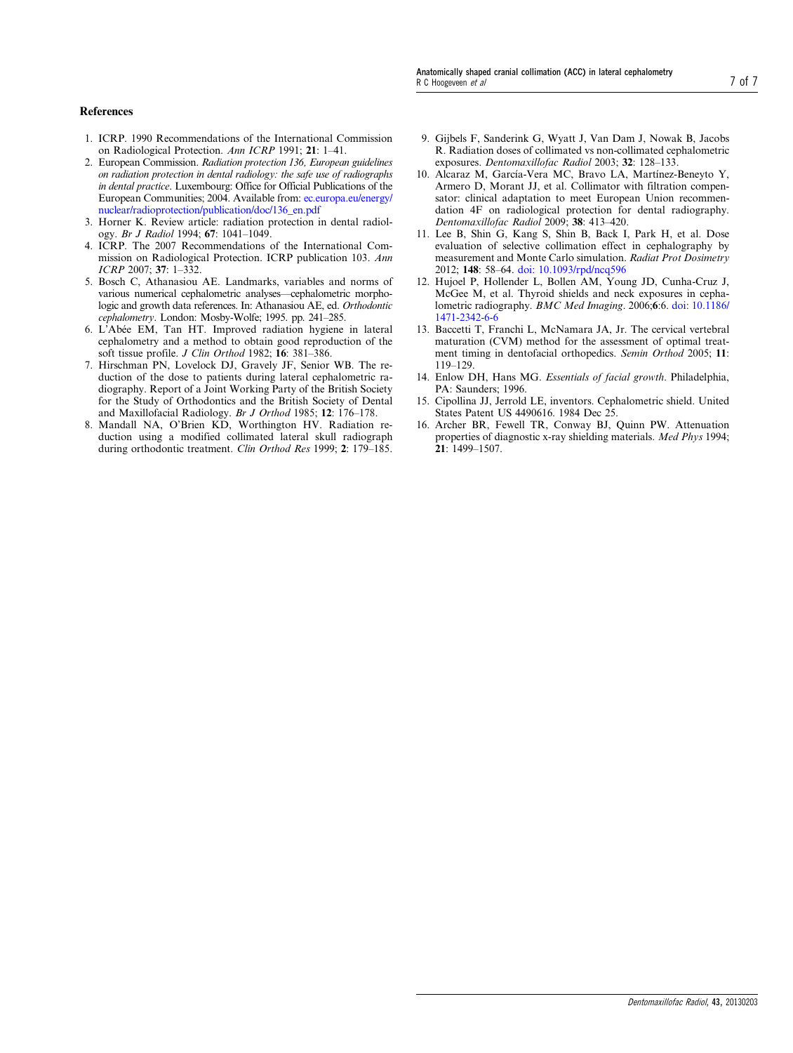## References

1. ICRP. 1990 Recommendations of the International Commission on Radiological Protection. *Ann ICRP* 1991; **21**: 1–41.
2. European Commission. *Radiation protection 136, European guidelines on radiation protection in dental radiology: the safe use of radiographs in dental practice*. Luxembourg: Office for Official Publications of the European Communities; 2004. Available from: ec.europa.eu/energy/nuclear/radioprotection/publication/doc/136_en.pdf
3. Horner K. Review article: radiation protection in dental radiology. *Br J Radiol* 1994; **67**: 1041–1049.
4. ICRP. The 2007 Recommendations of the International Commission on Radiological Protection. ICRP publication 103. *Ann ICRP* 2007; **37**: 1–332.
5. Bosch C, Athanasiou AE. Landmarks, variables and norms of various numerical cephalometric analyses—cephalometric morphologic and growth data references. In: Athanasiou AE, ed. *Orthodontic cephalometry*. London: Mosby-Wolfe; 1995. pp. 241–285.
6. L'Abée EM, Tan HT. Improved radiation hygiene in lateral cephalometry and a method to obtain good reproduction of the soft tissue profile. *J Clin Orthod* 1982; **16**: 381–386.
7. Hirschman PN, Lovelock DJ, Gravely JF, Senior WB. The reduction of the dose to patients during lateral cephalometric radiography. Report of a Joint Working Party of the British Society for the Study of Orthodontics and the British Society of Dental and Maxillofacial Radiology. *Br J Orthod* 1985; **12**: 176–178.
8. Mandall NA, O'Brien KD, Worthington HV. Radiation reduction using a modified collimated lateral skull radiograph during orthodontic treatment. *Clin Orthod Res* 1999; **2**: 179–185.
9. Gijbels F, Sanderink G, Wyatt J, Van Dam J, Nowak B, Jacobs R. Radiation doses of collimated vs non-collimated cephalometric exposures. *Dentomaxillofac Radiol* 2003; **32**: 128–133.
10. Alcaraz M, García-Vera MC, Bravo LA, Martínez-Beneyto Y, Armero D, Morant JJ, et al. Collimator with filtration compensator: clinical adaptation to meet European Union recommendation 4F on radiological protection for dental radiography. *Dentomaxillofac Radiol* 2009; **38**: 413–420.
11. Lee B, Shin G, Kang S, Shin B, Back I, Park H, et al. Dose evaluation of selective collimation effect in cephalography by measurement and Monte Carlo simulation. *Radiat Prot Dosimetry* 2012; **148**: 58–64. doi: 10.1093/rpd/ncq596
12. Hujoel P, Hollender L, Bollen AM, Young JD, Cunha-Cruz J, McGee M, et al. Thyroid shields and neck exposures in cephalometric radiography. *BMC Med Imaging*. 2006;**6**:6. doi: 10.1186/1471-2342-6-6
13. Baccetti T, Franchi L, McNamara JA, Jr. The cervical vertebral maturation (CVM) method for the assessment of optimal treatment timing in dentofacial orthopedics. *Semin Orthod* 2005; **11**: 119–129.
14. Enlow DH, Hans MG. *Essentials of facial growth*. Philadelphia, PA: Saunders; 1996.
15. Cipollina JJ, Jerrold LE, inventors. Cephalometric shield. United States Patent US 4490616. 1984 Dec 25.
16. Archer BR, Fewell TR, Conway BJ, Quinn PW. Attenuation properties of diagnostic x-ray shielding materials. *Med Phys* 1994; **21**: 1499–1507.